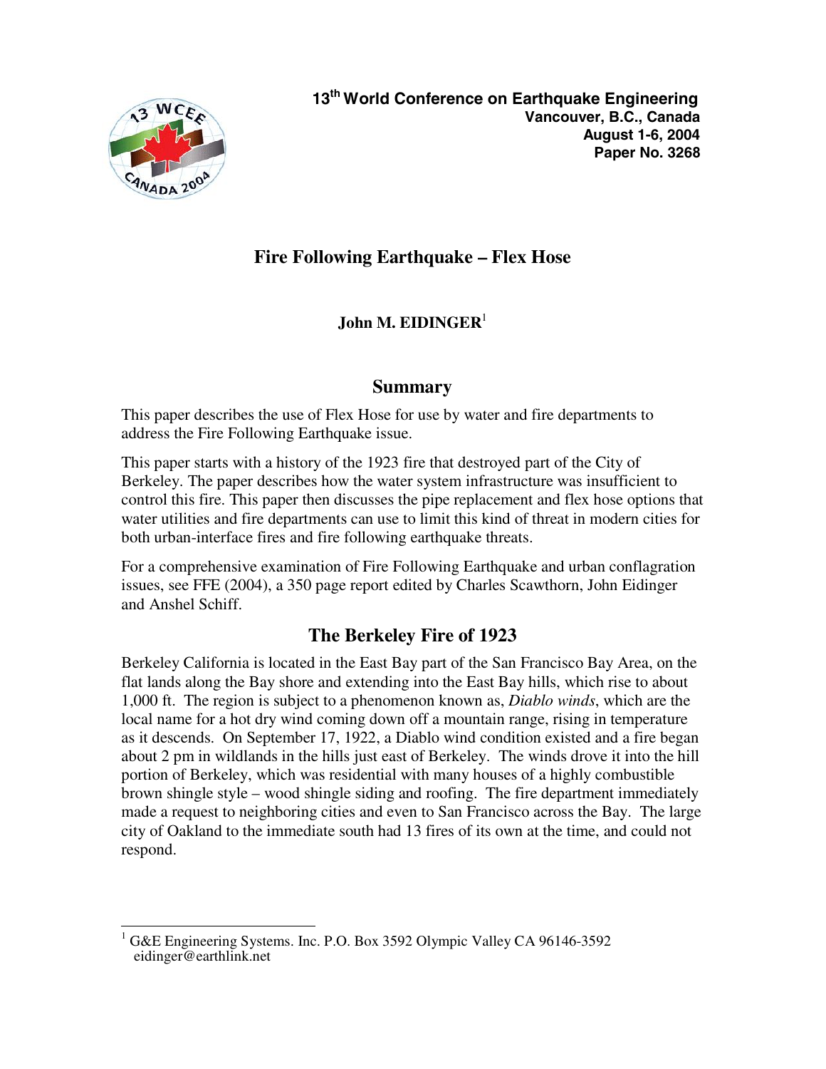**13th World Conference on Earthquake Engineering**
**Vancouver, B.C., Canada**
**August 1-6, 2004**
**Paper No. 3268**

# Fire Following Earthquake – Flex Hose

**John M. EIDINGER**[1]

## Summary

This paper describes the use of Flex Hose for use by water and fire departments to address the Fire Following Earthquake issue.

This paper starts with a history of the 1923 fire that destroyed part of the City of Berkeley. The paper describes how the water system infrastructure was insufficient to control this fire. This paper then discusses the pipe replacement and flex hose options that water utilities and fire departments can use to limit this kind of threat in modern cities for both urban-interface fires and fire following earthquake threats.

For a comprehensive examination of Fire Following Earthquake and urban conflagration issues, see FFE (2004), a 350 page report edited by Charles Scawthorn, John Eidinger and Anshel Schiff.

## The Berkeley Fire of 1923

Berkeley California is located in the East Bay part of the San Francisco Bay Area, on the flat lands along the Bay shore and extending into the East Bay hills, which rise to about 1,000 ft. The region is subject to a phenomenon known as, *Diablo winds*, which are the local name for a hot dry wind coming down off a mountain range, rising in temperature as it descends. On September 17, 1922, a Diablo wind condition existed and a fire began about 2 pm in wildlands in the hills just east of Berkeley. The winds drove it into the hill portion of Berkeley, which was residential with many houses of a highly combustible brown shingle style – wood shingle siding and roofing. The fire department immediately made a request to neighboring cities and even to San Francisco across the Bay. The large city of Oakland to the immediate south had 13 fires of its own at the time, and could not respond.

[1] G&E Engineering Systems. Inc. P.O. Box 3592 Olympic Valley CA 96146-3592 eidinger@earthlink.net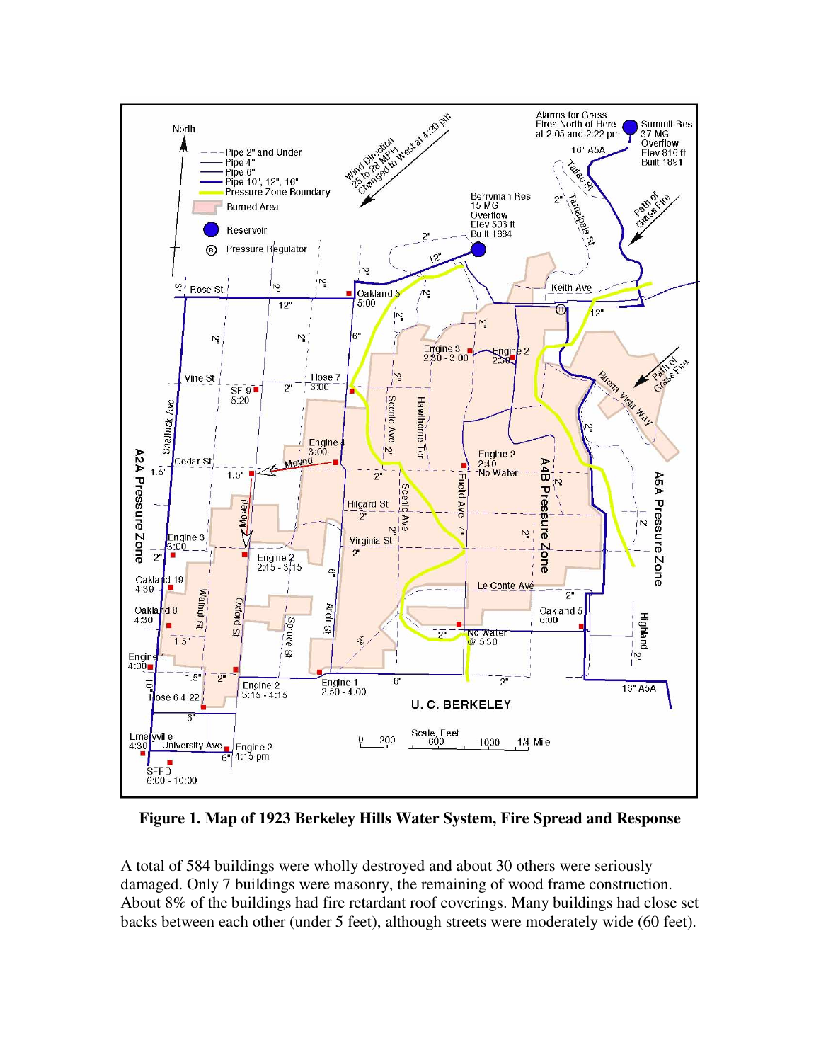**Figure 1. Map of 1923 Berkeley Hills Water System, Fire Spread and Response**

A total of 584 buildings were wholly destroyed and about 30 others were seriously damaged. Only 7 buildings were masonry, the remaining of wood frame construction. About 8% of the buildings had fire retardant roof coverings. Many buildings had close set backs between each other (under 5 feet), although streets were moderately wide (60 feet).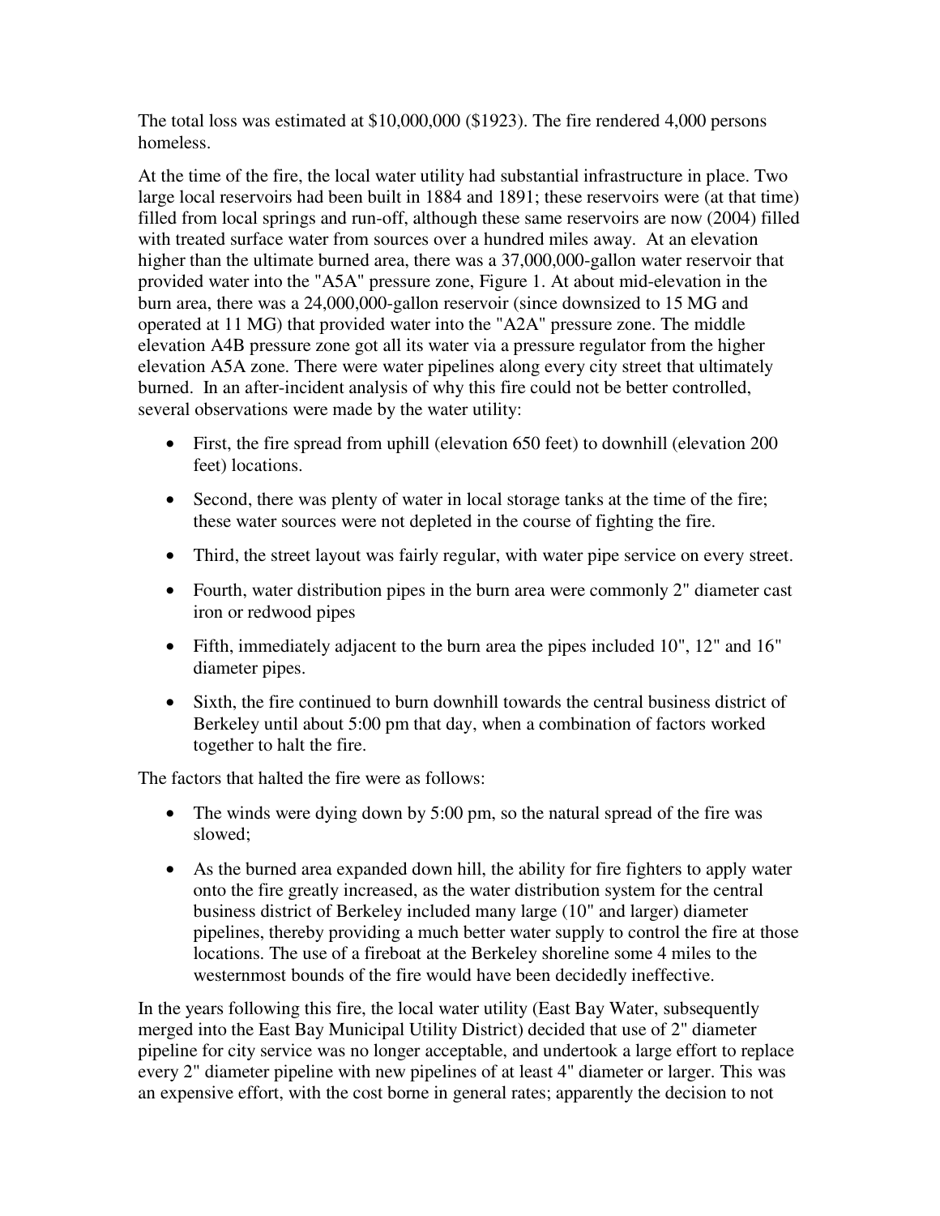The total loss was estimated at $10,000,000 ($1923). The fire rendered 4,000 persons homeless.

At the time of the fire, the local water utility had substantial infrastructure in place. Two large local reservoirs had been built in 1884 and 1891; these reservoirs were (at that time) filled from local springs and run-off, although these same reservoirs are now (2004) filled with treated surface water from sources over a hundred miles away. At an elevation higher than the ultimate burned area, there was a 37,000,000-gallon water reservoir that provided water into the "A5A" pressure zone, Figure 1. At about mid-elevation in the burn area, there was a 24,000,000-gallon reservoir (since downsized to 15 MG and operated at 11 MG) that provided water into the "A2A" pressure zone. The middle elevation A4B pressure zone got all its water via a pressure regulator from the higher elevation A5A zone. There were water pipelines along every city street that ultimately burned. In an after-incident analysis of why this fire could not be better controlled, several observations were made by the water utility:

- First, the fire spread from uphill (elevation 650 feet) to downhill (elevation 200 feet) locations.
- Second, there was plenty of water in local storage tanks at the time of the fire; these water sources were not depleted in the course of fighting the fire.
- Third, the street layout was fairly regular, with water pipe service on every street.
- Fourth, water distribution pipes in the burn area were commonly 2" diameter cast iron or redwood pipes
- Fifth, immediately adjacent to the burn area the pipes included 10", 12" and 16" diameter pipes.
- Sixth, the fire continued to burn downhill towards the central business district of Berkeley until about 5:00 pm that day, when a combination of factors worked together to halt the fire.

The factors that halted the fire were as follows:

- The winds were dying down by 5:00 pm, so the natural spread of the fire was slowed;
- As the burned area expanded down hill, the ability for fire fighters to apply water onto the fire greatly increased, as the water distribution system for the central business district of Berkeley included many large (10" and larger) diameter pipelines, thereby providing a much better water supply to control the fire at those locations. The use of a fireboat at the Berkeley shoreline some 4 miles to the westernmost bounds of the fire would have been decidedly ineffective.

In the years following this fire, the local water utility (East Bay Water, subsequently merged into the East Bay Municipal Utility District) decided that use of 2" diameter pipeline for city service was no longer acceptable, and undertook a large effort to replace every 2" diameter pipeline with new pipelines of at least 4" diameter or larger. This was an expensive effort, with the cost borne in general rates; apparently the decision to not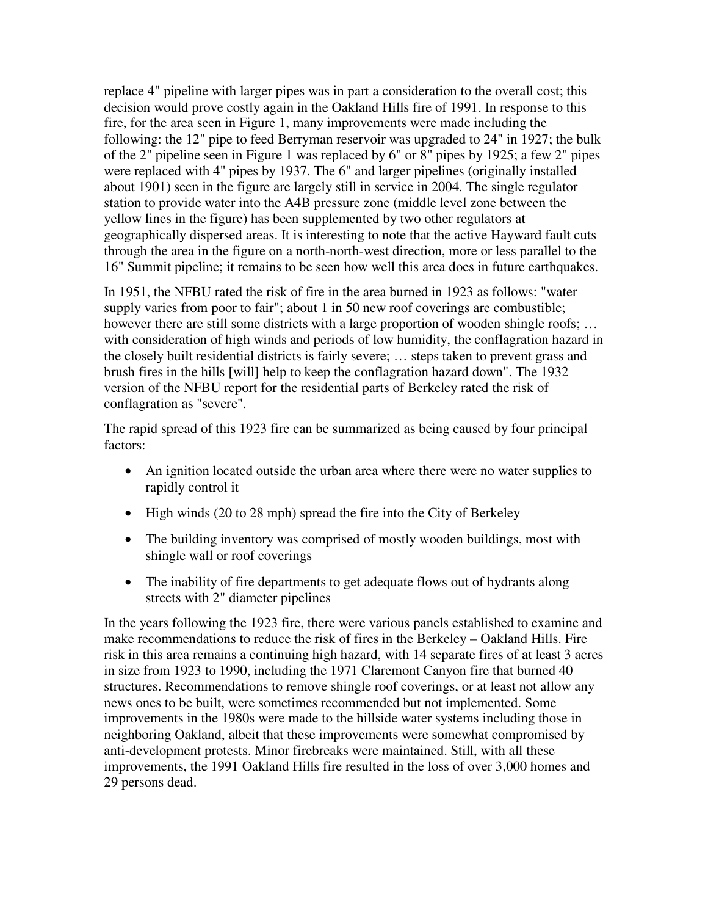replace 4" pipeline with larger pipes was in part a consideration to the overall cost; this decision would prove costly again in the Oakland Hills fire of 1991. In response to this fire, for the area seen in Figure 1, many improvements were made including the following: the 12" pipe to feed Berryman reservoir was upgraded to 24" in 1927; the bulk of the 2" pipeline seen in Figure 1 was replaced by 6" or 8" pipes by 1925; a few 2" pipes were replaced with 4" pipes by 1937. The 6" and larger pipelines (originally installed about 1901) seen in the figure are largely still in service in 2004. The single regulator station to provide water into the A4B pressure zone (middle level zone between the yellow lines in the figure) has been supplemented by two other regulators at geographically dispersed areas. It is interesting to note that the active Hayward fault cuts through the area in the figure on a north-north-west direction, more or less parallel to the 16" Summit pipeline; it remains to be seen how well this area does in future earthquakes.

In 1951, the NFBU rated the risk of fire in the area burned in 1923 as follows: "water supply varies from poor to fair"; about 1 in 50 new roof coverings are combustible; however there are still some districts with a large proportion of wooden shingle roofs; … with consideration of high winds and periods of low humidity, the conflagration hazard in the closely built residential districts is fairly severe; … steps taken to prevent grass and brush fires in the hills [will] help to keep the conflagration hazard down". The 1932 version of the NFBU report for the residential parts of Berkeley rated the risk of conflagration as "severe".

The rapid spread of this 1923 fire can be summarized as being caused by four principal factors:

- An ignition located outside the urban area where there were no water supplies to rapidly control it
- High winds (20 to 28 mph) spread the fire into the City of Berkeley
- The building inventory was comprised of mostly wooden buildings, most with shingle wall or roof coverings
- The inability of fire departments to get adequate flows out of hydrants along streets with 2" diameter pipelines

In the years following the 1923 fire, there were various panels established to examine and make recommendations to reduce the risk of fires in the Berkeley – Oakland Hills. Fire risk in this area remains a continuing high hazard, with 14 separate fires of at least 3 acres in size from 1923 to 1990, including the 1971 Claremont Canyon fire that burned 40 structures. Recommendations to remove shingle roof coverings, or at least not allow any news ones to be built, were sometimes recommended but not implemented. Some improvements in the 1980s were made to the hillside water systems including those in neighboring Oakland, albeit that these improvements were somewhat compromised by anti-development protests. Minor firebreaks were maintained. Still, with all these improvements, the 1991 Oakland Hills fire resulted in the loss of over 3,000 homes and 29 persons dead.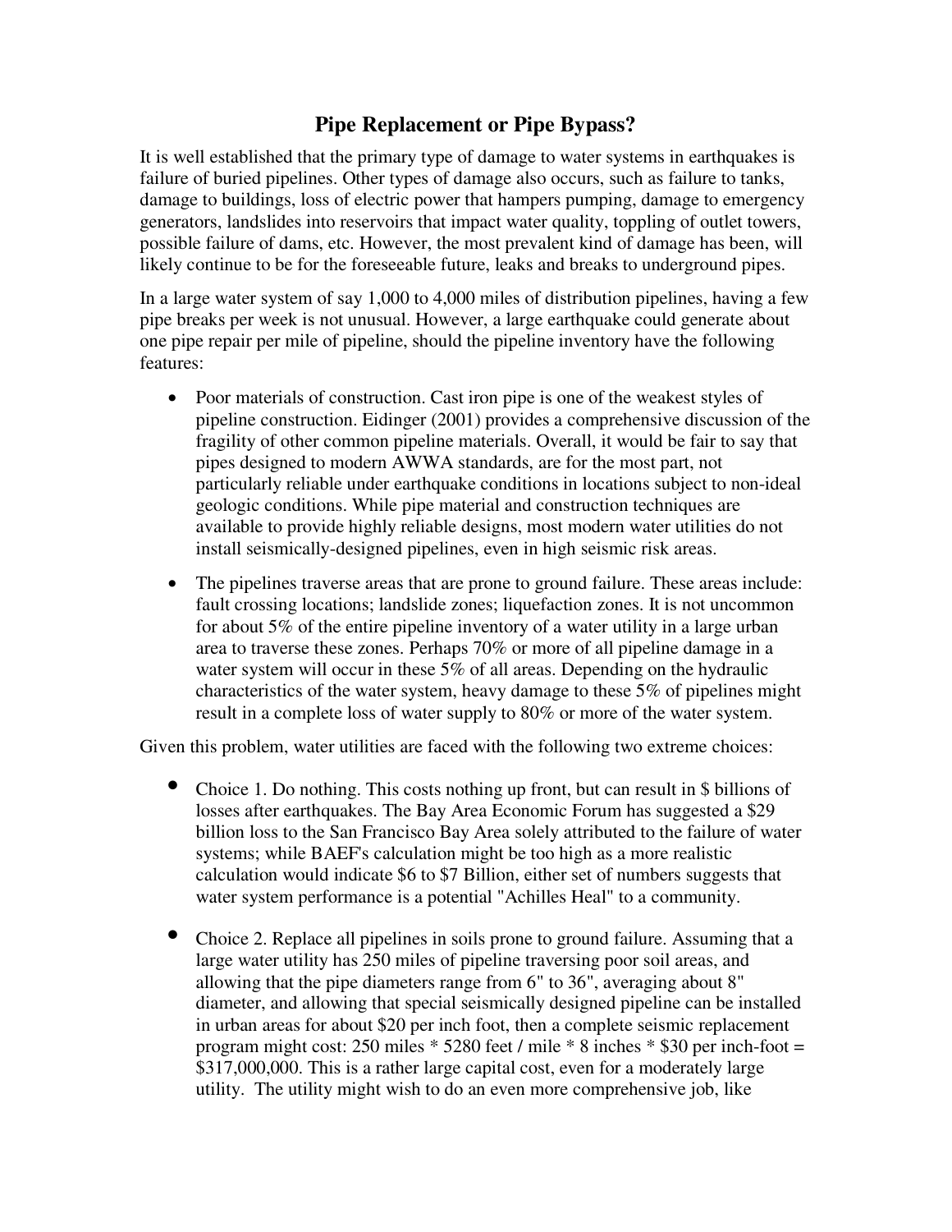# Pipe Replacement or Pipe Bypass?

It is well established that the primary type of damage to water systems in earthquakes is failure of buried pipelines. Other types of damage also occurs, such as failure to tanks, damage to buildings, loss of electric power that hampers pumping, damage to emergency generators, landslides into reservoirs that impact water quality, toppling of outlet towers, possible failure of dams, etc. However, the most prevalent kind of damage has been, will likely continue to be for the foreseeable future, leaks and breaks to underground pipes.

In a large water system of say 1,000 to 4,000 miles of distribution pipelines, having a few pipe breaks per week is not unusual. However, a large earthquake could generate about one pipe repair per mile of pipeline, should the pipeline inventory have the following features:

- Poor materials of construction. Cast iron pipe is one of the weakest styles of pipeline construction. Eidinger (2001) provides a comprehensive discussion of the fragility of other common pipeline materials. Overall, it would be fair to say that pipes designed to modern AWWA standards, are for the most part, not particularly reliable under earthquake conditions in locations subject to non-ideal geologic conditions. While pipe material and construction techniques are available to provide highly reliable designs, most modern water utilities do not install seismically-designed pipelines, even in high seismic risk areas.
- The pipelines traverse areas that are prone to ground failure. These areas include: fault crossing locations; landslide zones; liquefaction zones. It is not uncommon for about 5% of the entire pipeline inventory of a water utility in a large urban area to traverse these zones. Perhaps 70% or more of all pipeline damage in a water system will occur in these 5% of all areas. Depending on the hydraulic characteristics of the water system, heavy damage to these 5% of pipelines might result in a complete loss of water supply to 80% or more of the water system.

Given this problem, water utilities are faced with the following two extreme choices:

- Choice 1. Do nothing. This costs nothing up front, but can result in $ billions of losses after earthquakes. The Bay Area Economic Forum has suggested a $29 billion loss to the San Francisco Bay Area solely attributed to the failure of water systems; while BAEF's calculation might be too high as a more realistic calculation would indicate $6 to $7 Billion, either set of numbers suggests that water system performance is a potential "Achilles Heal" to a community.
- Choice 2. Replace all pipelines in soils prone to ground failure. Assuming that a large water utility has 250 miles of pipeline traversing poor soil areas, and allowing that the pipe diameters range from 6" to 36", averaging about 8" diameter, and allowing that special seismically designed pipeline can be installed in urban areas for about $20 per inch foot, then a complete seismic replacement program might cost: 250 miles * 5280 feet / mile * 8 inches * $30 per inch-foot = $317,000,000. This is a rather large capital cost, even for a moderately large utility. The utility might wish to do an even more comprehensive job, like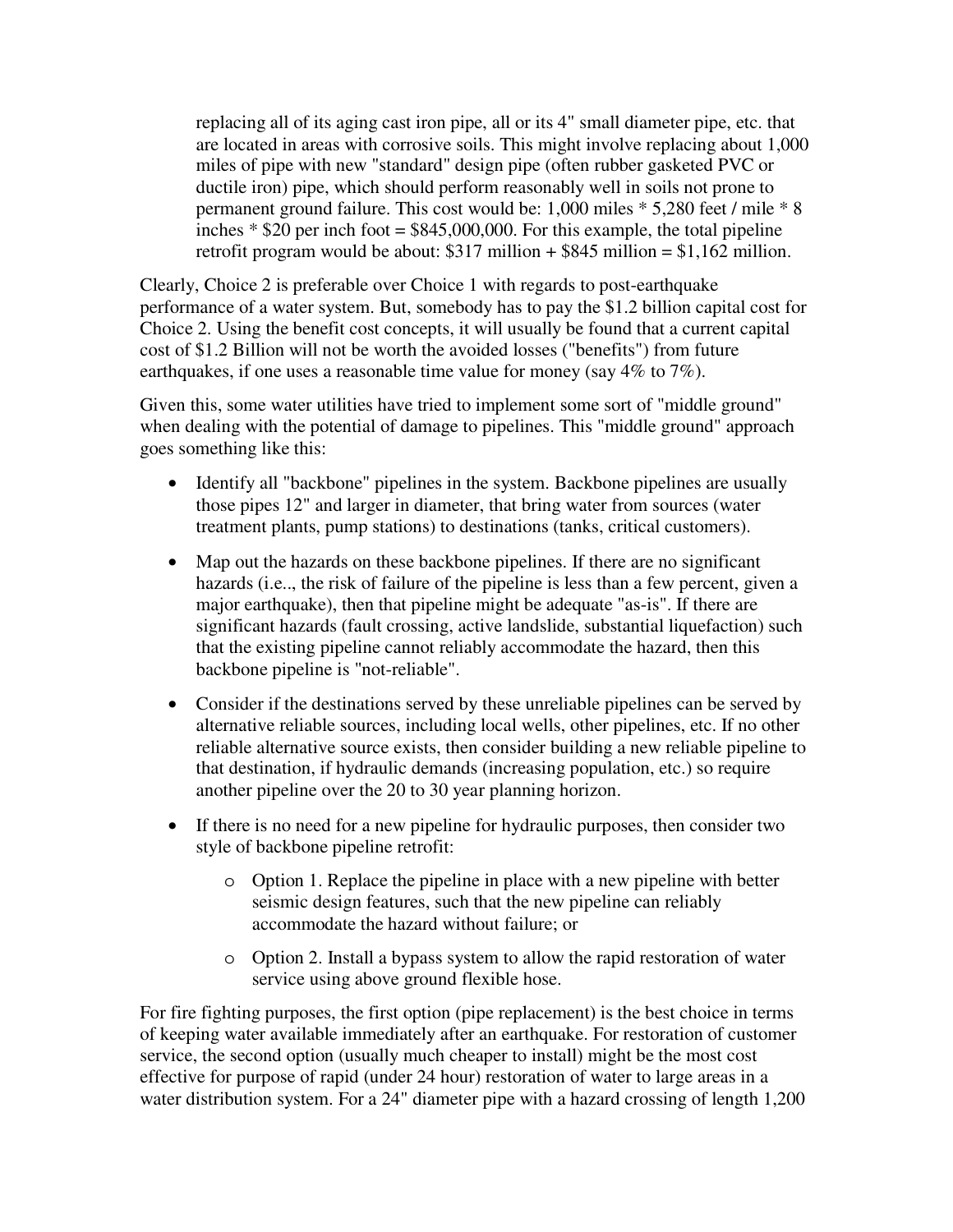replacing all of its aging cast iron pipe, all or its 4" small diameter pipe, etc. that are located in areas with corrosive soils. This might involve replacing about 1,000 miles of pipe with new "standard" design pipe (often rubber gasketed PVC or ductile iron) pipe, which should perform reasonably well in soils not prone to permanent ground failure. This cost would be: 1,000 miles * 5,280 feet / mile * 8 inches * $20 per inch foot = $845,000,000. For this example, the total pipeline retrofit program would be about: $317 million + $845 million = $1,162 million.

Clearly, Choice 2 is preferable over Choice 1 with regards to post-earthquake performance of a water system. But, somebody has to pay the $1.2 billion capital cost for Choice 2. Using the benefit cost concepts, it will usually be found that a current capital cost of $1.2 Billion will not be worth the avoided losses ("benefits") from future earthquakes, if one uses a reasonable time value for money (say 4% to 7%).

Given this, some water utilities have tried to implement some sort of "middle ground" when dealing with the potential of damage to pipelines. This "middle ground" approach goes something like this:

- Identify all "backbone" pipelines in the system. Backbone pipelines are usually those pipes 12" and larger in diameter, that bring water from sources (water treatment plants, pump stations) to destinations (tanks, critical customers).
- Map out the hazards on these backbone pipelines. If there are no significant hazards (i.e.., the risk of failure of the pipeline is less than a few percent, given a major earthquake), then that pipeline might be adequate "as-is". If there are significant hazards (fault crossing, active landslide, substantial liquefaction) such that the existing pipeline cannot reliably accommodate the hazard, then this backbone pipeline is "not-reliable".
- Consider if the destinations served by these unreliable pipelines can be served by alternative reliable sources, including local wells, other pipelines, etc. If no other reliable alternative source exists, then consider building a new reliable pipeline to that destination, if hydraulic demands (increasing population, etc.) so require another pipeline over the 20 to 30 year planning horizon.
- If there is no need for a new pipeline for hydraulic purposes, then consider two style of backbone pipeline retrofit:
    - Option 1. Replace the pipeline in place with a new pipeline with better seismic design features, such that the new pipeline can reliably accommodate the hazard without failure; or
    - Option 2. Install a bypass system to allow the rapid restoration of water service using above ground flexible hose.

For fire fighting purposes, the first option (pipe replacement) is the best choice in terms of keeping water available immediately after an earthquake. For restoration of customer service, the second option (usually much cheaper to install) might be the most cost effective for purpose of rapid (under 24 hour) restoration of water to large areas in a water distribution system. For a 24" diameter pipe with a hazard crossing of length 1,200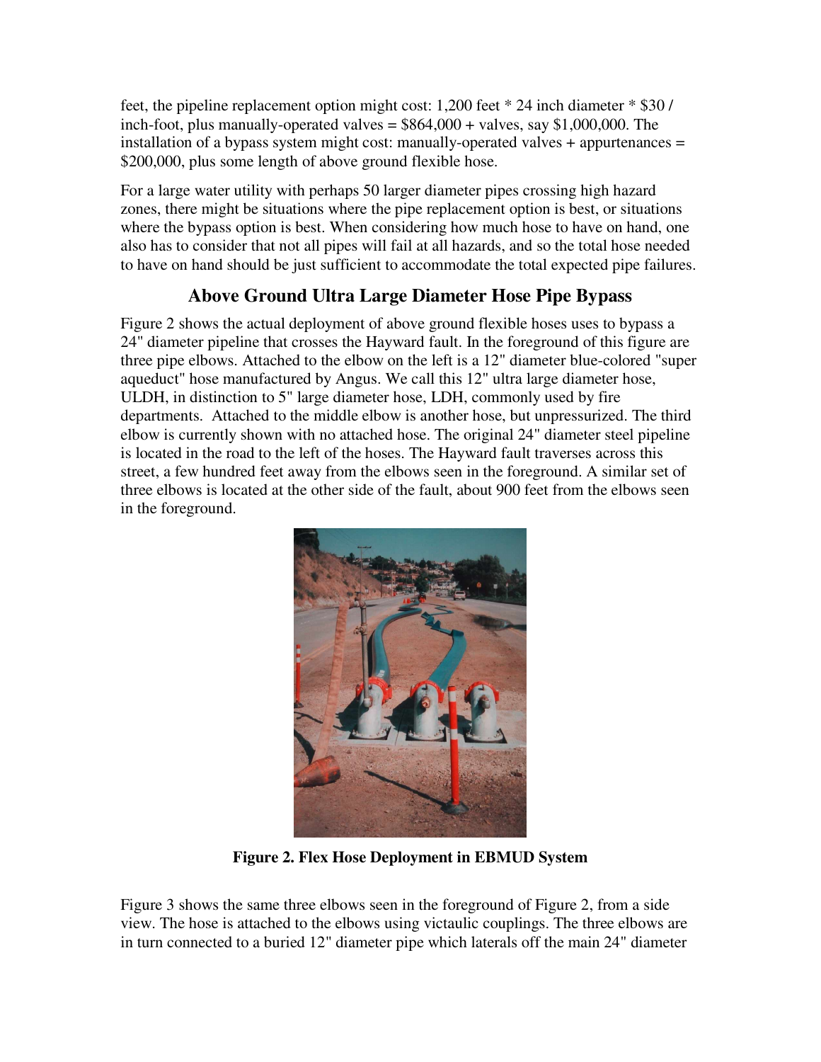feet, the pipeline replacement option might cost: 1,200 feet * 24 inch diameter * $30 / inch-foot, plus manually-operated valves = $864,000 + valves, say $1,000,000. The installation of a bypass system might cost: manually-operated valves + appurtenances = $200,000, plus some length of above ground flexible hose.

For a large water utility with perhaps 50 larger diameter pipes crossing high hazard zones, there might be situations where the pipe replacement option is best, or situations where the bypass option is best. When considering how much hose to have on hand, one also has to consider that not all pipes will fail at all hazards, and so the total hose needed to have on hand should be just sufficient to accommodate the total expected pipe failures.

## Above Ground Ultra Large Diameter Hose Pipe Bypass

Figure 2 shows the actual deployment of above ground flexible hoses uses to bypass a 24" diameter pipeline that crosses the Hayward fault. In the foreground of this figure are three pipe elbows. Attached to the elbow on the left is a 12" diameter blue-colored "super aqueduct" hose manufactured by Angus. We call this 12" ultra large diameter hose, ULDH, in distinction to 5" large diameter hose, LDH, commonly used by fire departments. Attached to the middle elbow is another hose, but unpressurized. The third elbow is currently shown with no attached hose. The original 24" diameter steel pipeline is located in the road to the left of the hoses. The Hayward fault traverses across this street, a few hundred feet away from the elbows seen in the foreground. A similar set of three elbows is located at the other side of the fault, about 900 feet from the elbows seen in the foreground.

**Figure 2. Flex Hose Deployment in EBMUD System**

Figure 3 shows the same three elbows seen in the foreground of Figure 2, from a side view. The hose is attached to the elbows using victaulic couplings. The three elbows are in turn connected to a buried 12" diameter pipe which laterals off the main 24" diameter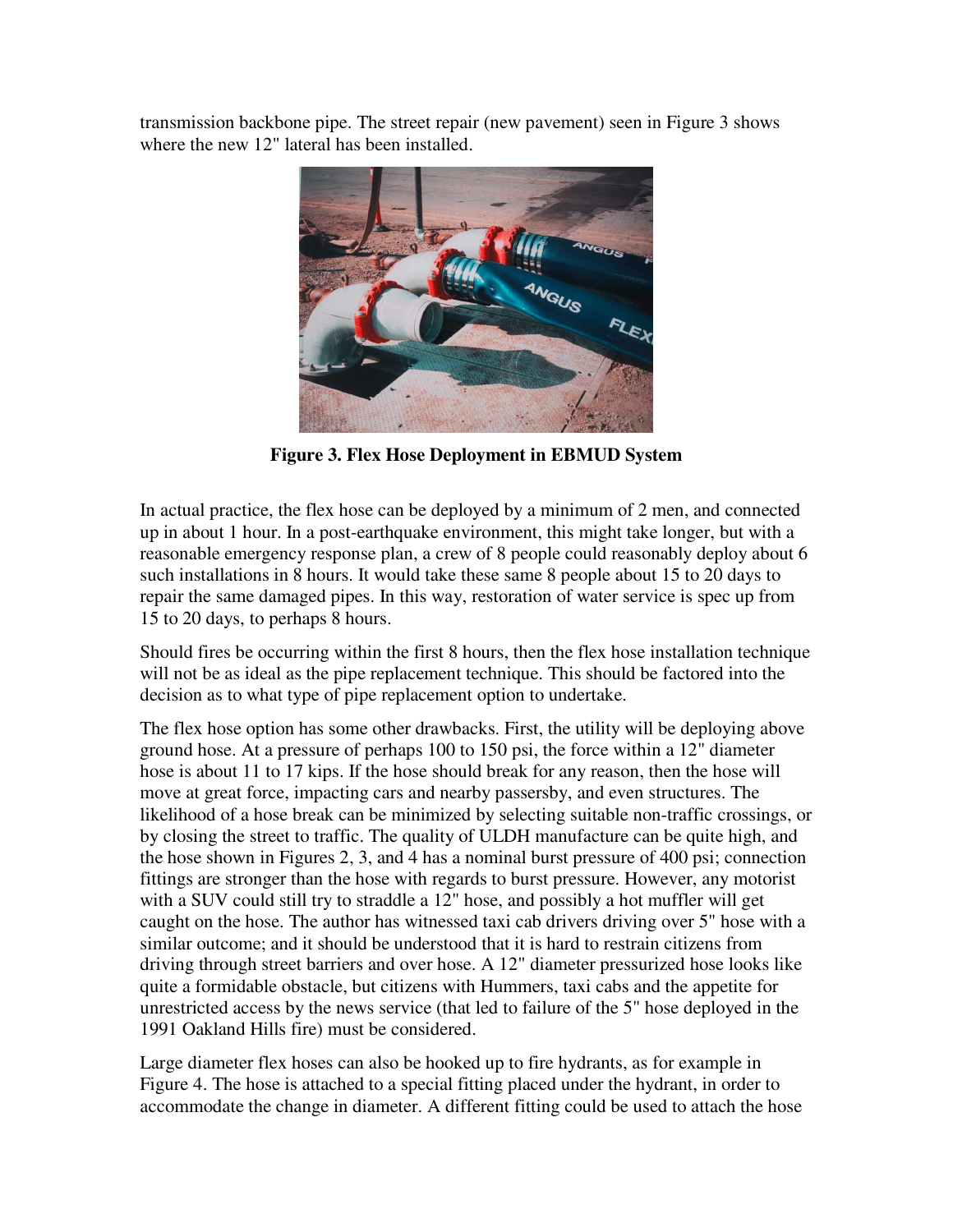transmission backbone pipe. The street repair (new pavement) seen in Figure 3 shows where the new 12" lateral has been installed.

**Figure 3. Flex Hose Deployment in EBMUD System**

In actual practice, the flex hose can be deployed by a minimum of 2 men, and connected up in about 1 hour. In a post-earthquake environment, this might take longer, but with a reasonable emergency response plan, a crew of 8 people could reasonably deploy about 6 such installations in 8 hours. It would take these same 8 people about 15 to 20 days to repair the same damaged pipes. In this way, restoration of water service is spec up from 15 to 20 days, to perhaps 8 hours.

Should fires be occurring within the first 8 hours, then the flex hose installation technique will not be as ideal as the pipe replacement technique. This should be factored into the decision as to what type of pipe replacement option to undertake.

The flex hose option has some other drawbacks. First, the utility will be deploying above ground hose. At a pressure of perhaps 100 to 150 psi, the force within a 12" diameter hose is about 11 to 17 kips. If the hose should break for any reason, then the hose will move at great force, impacting cars and nearby passersby, and even structures. The likelihood of a hose break can be minimized by selecting suitable non-traffic crossings, or by closing the street to traffic. The quality of ULDH manufacture can be quite high, and the hose shown in Figures 2, 3, and 4 has a nominal burst pressure of 400 psi; connection fittings are stronger than the hose with regards to burst pressure. However, any motorist with a SUV could still try to straddle a 12" hose, and possibly a hot muffler will get caught on the hose. The author has witnessed taxi cab drivers driving over 5" hose with a similar outcome; and it should be understood that it is hard to restrain citizens from driving through street barriers and over hose. A 12" diameter pressurized hose looks like quite a formidable obstacle, but citizens with Hummers, taxi cabs and the appetite for unrestricted access by the news service (that led to failure of the 5" hose deployed in the 1991 Oakland Hills fire) must be considered.

Large diameter flex hoses can also be hooked up to fire hydrants, as for example in Figure 4. The hose is attached to a special fitting placed under the hydrant, in order to accommodate the change in diameter. A different fitting could be used to attach the hose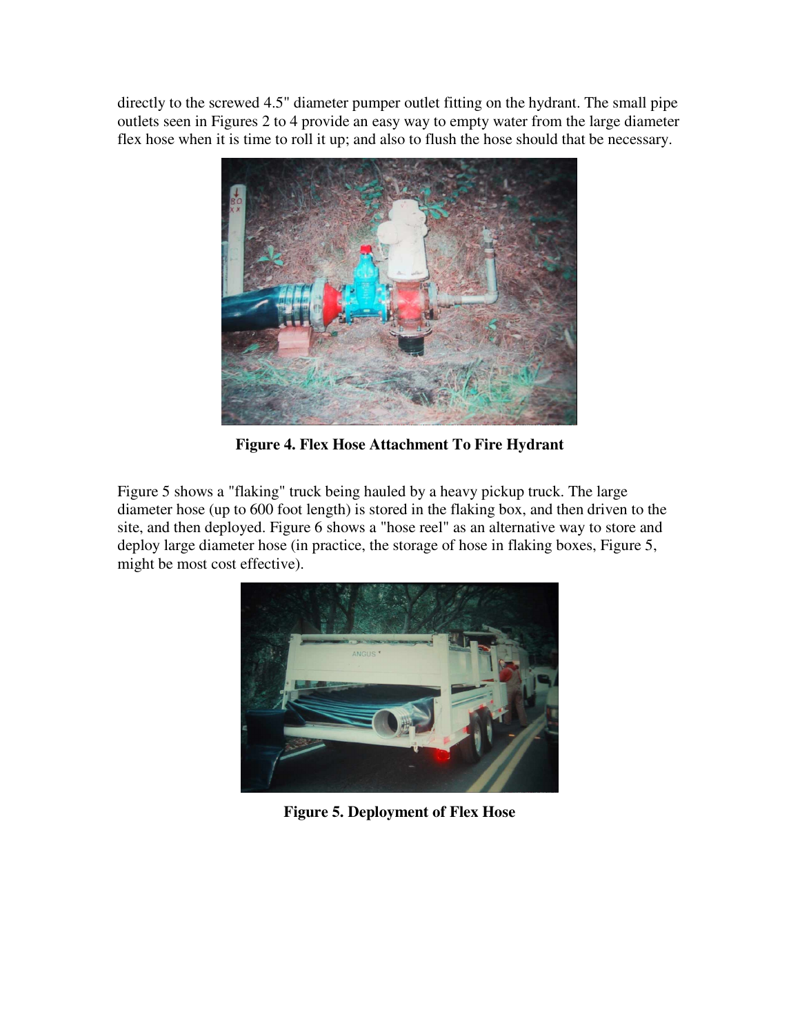directly to the screwed 4.5" diameter pumper outlet fitting on the hydrant. The small pipe outlets seen in Figures 2 to 4 provide an easy way to empty water from the large diameter flex hose when it is time to roll it up; and also to flush the hose should that be necessary.

**Figure 4. Flex Hose Attachment To Fire Hydrant**

Figure 5 shows a "flaking" truck being hauled by a heavy pickup truck. The large diameter hose (up to 600 foot length) is stored in the flaking box, and then driven to the site, and then deployed. Figure 6 shows a "hose reel" as an alternative way to store and deploy large diameter hose (in practice, the storage of hose in flaking boxes, Figure 5, might be most cost effective).

**Figure 5. Deployment of Flex Hose**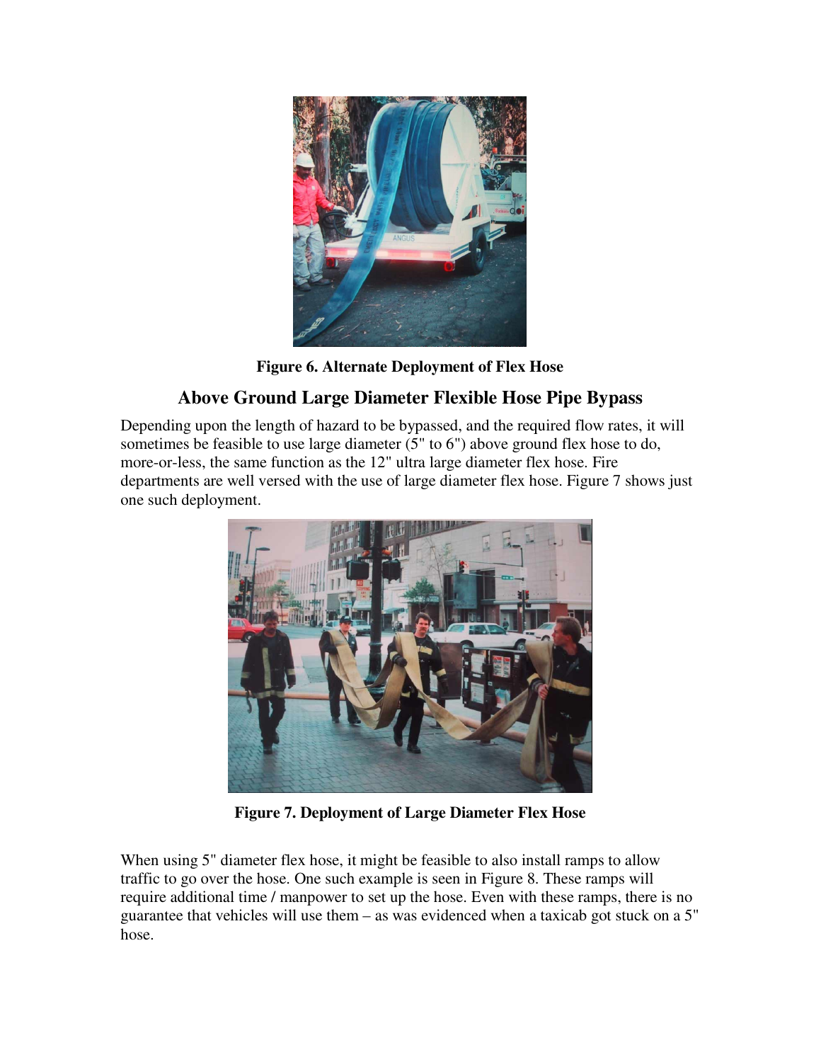Figure 6. Alternate Deployment of Flex Hose

## Above Ground Large Diameter Flexible Hose Pipe Bypass

Depending upon the length of hazard to be bypassed, and the required flow rates, it will sometimes be feasible to use large diameter (5" to 6") above ground flex hose to do, more-or-less, the same function as the 12" ultra large diameter flex hose. Fire departments are well versed with the use of large diameter flex hose. Figure 7 shows just one such deployment.

Figure 7. Deployment of Large Diameter Flex Hose

When using 5" diameter flex hose, it might be feasible to also install ramps to allow traffic to go over the hose. One such example is seen in Figure 8. These ramps will require additional time / manpower to set up the hose. Even with these ramps, there is no guarantee that vehicles will use them – as was evidenced when a taxicab got stuck on a 5" hose.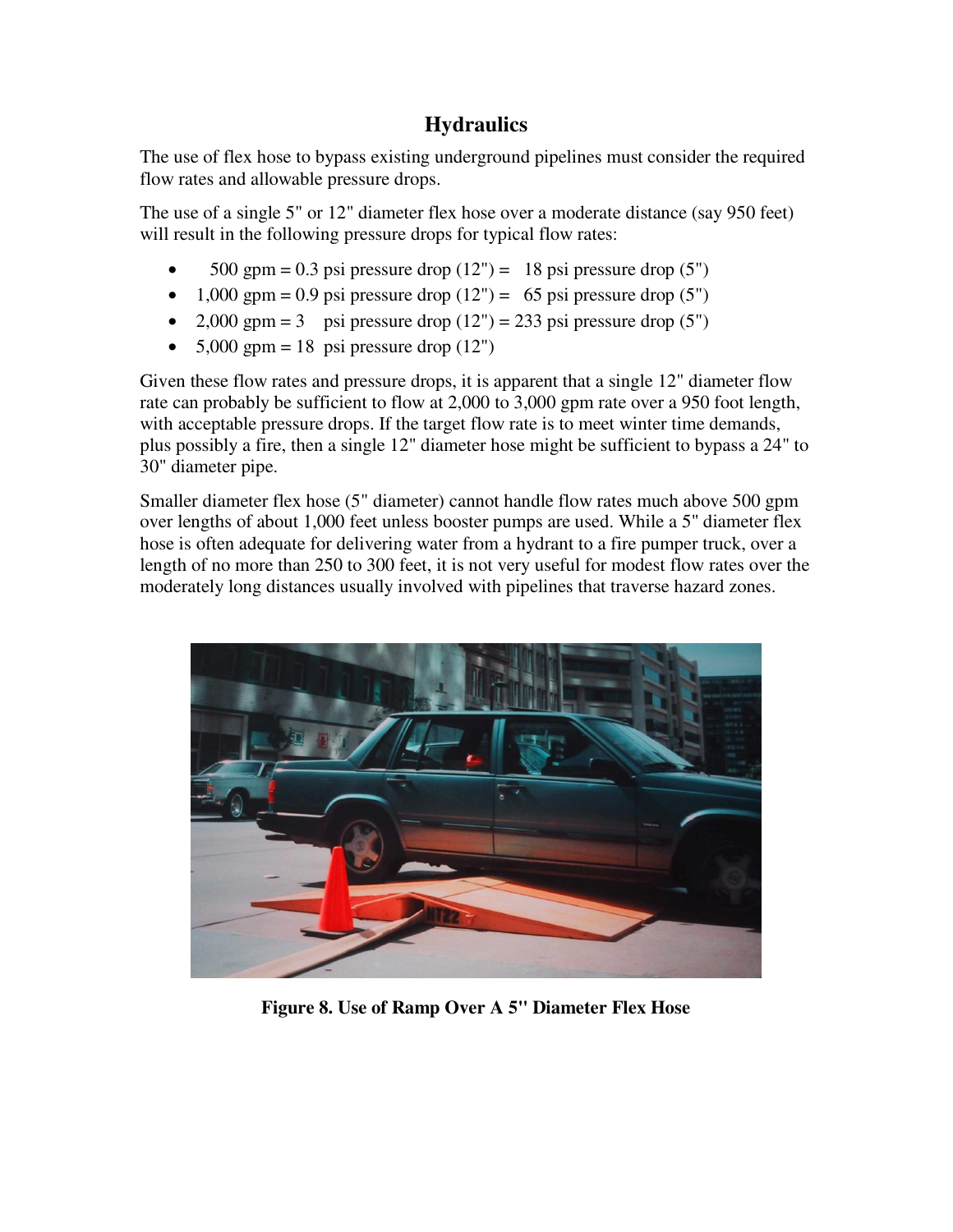## Hydraulics

The use of flex hose to bypass existing underground pipelines must consider the required flow rates and allowable pressure drops.

The use of a single 5" or 12" diameter flex hose over a moderate distance (say 950 feet) will result in the following pressure drops for typical flow rates:

- 500 gpm = 0.3 psi pressure drop (12") = 18 psi pressure drop (5")
- 1,000 gpm = 0.9 psi pressure drop (12") = 65 psi pressure drop (5")
- 2,000 gpm = 3 psi pressure drop (12") = 233 psi pressure drop (5")
- 5,000 gpm = 18 psi pressure drop (12")

Given these flow rates and pressure drops, it is apparent that a single 12" diameter flow rate can probably be sufficient to flow at 2,000 to 3,000 gpm rate over a 950 foot length, with acceptable pressure drops. If the target flow rate is to meet winter time demands, plus possibly a fire, then a single 12" diameter hose might be sufficient to bypass a 24" to 30" diameter pipe.

Smaller diameter flex hose (5" diameter) cannot handle flow rates much above 500 gpm over lengths of about 1,000 feet unless booster pumps are used. While a 5" diameter flex hose is often adequate for delivering water from a hydrant to a fire pumper truck, over a length of no more than 250 to 300 feet, it is not very useful for modest flow rates over the moderately long distances usually involved with pipelines that traverse hazard zones.

**Figure 8. Use of Ramp Over A 5" Diameter Flex Hose**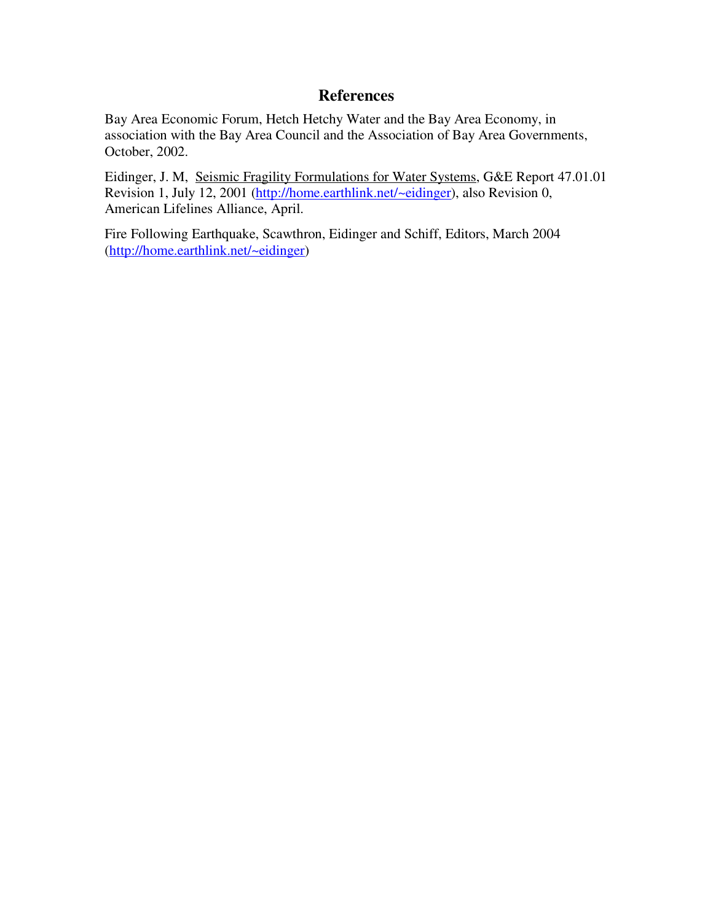## References

Bay Area Economic Forum, Hetch Hetchy Water and the Bay Area Economy, in association with the Bay Area Council and the Association of Bay Area Governments, October, 2002.

Eidinger, J. M, Seismic Fragility Formulations for Water Systems, G&E Report 47.01.01 Revision 1, July 12, 2001 (http://home.earthlink.net/~eidinger), also Revision 0, American Lifelines Alliance, April.

Fire Following Earthquake, Scawthron, Eidinger and Schiff, Editors, March 2004 (http://home.earthlink.net/~eidinger)